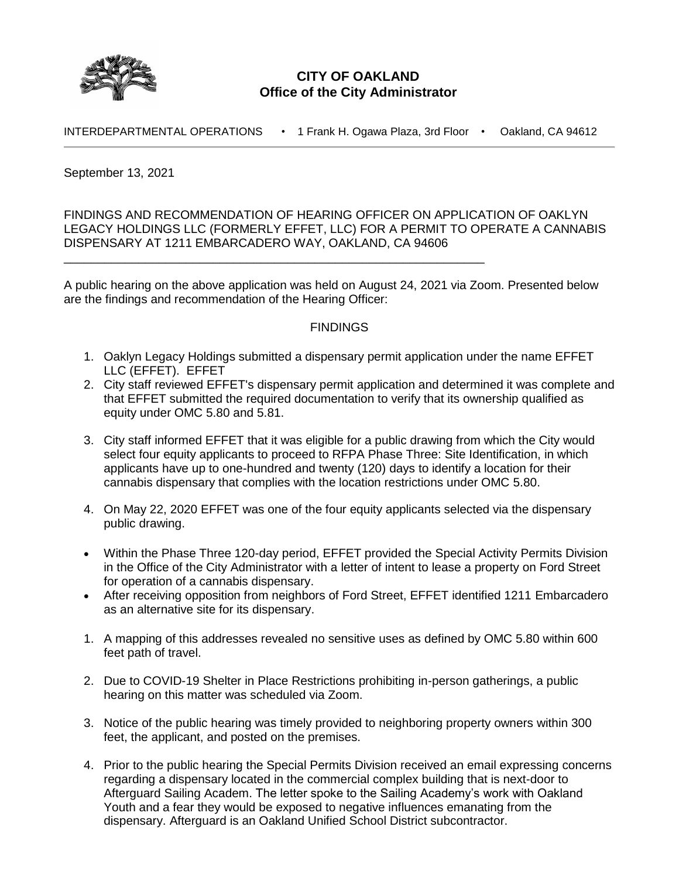# CITY OF OAKLAND
## Office of the City Administrator

INTERDEPARTMENTAL OPERATIONS • 1 Frank H. Ogawa Plaza, 3rd Floor • Oakland, CA 94612

---

September 13, 2021

FINDINGS AND RECOMMENDATION OF HEARING OFFICER ON APPLICATION OF OAKLYN LEGACY HOLDINGS LLC (FORMERLY EFFET, LLC) FOR A PERMIT TO OPERATE A CANNABIS DISPENSARY AT 1211 EMBARCADERO WAY, OAKLAND, CA 94606

---

A public hearing on the above application was held on August 24, 2021 via Zoom. Presented below are the findings and recommendation of the Hearing Officer:

FINDINGS

1. Oaklyn Legacy Holdings submitted a dispensary permit application under the name EFFET LLC (EFFET). EFFET
2. City staff reviewed EFFET's dispensary permit application and determined it was complete and that EFFET submitted the required documentation to verify that its ownership qualified as equity under OMC 5.80 and 5.81.
3. City staff informed EFFET that it was eligible for a public drawing from which the City would select four equity applicants to proceed to RFPA Phase Three: Site Identification, in which applicants have up to one-hundred and twenty (120) days to identify a location for their cannabis dispensary that complies with the location restrictions under OMC 5.80.
4. On May 22, 2020 EFFET was one of the four equity applicants selected via the dispensary public drawing.

- Within the Phase Three 120-day period, EFFET provided the Special Activity Permits Division in the Office of the City Administrator with a letter of intent to lease a property on Ford Street for operation of a cannabis dispensary.
- After receiving opposition from neighbors of Ford Street, EFFET identified 1211 Embarcadero as an alternative site for its dispensary.

1. A mapping of this addresses revealed no sensitive uses as defined by OMC 5.80 within 600 feet path of travel.
2. Due to COVID-19 Shelter in Place Restrictions prohibiting in-person gatherings, a public hearing on this matter was scheduled via Zoom.
3. Notice of the public hearing was timely provided to neighboring property owners within 300 feet, the applicant, and posted on the premises.
4. Prior to the public hearing the Special Permits Division received an email expressing concerns regarding a dispensary located in the commercial complex building that is next-door to Afterguard Sailing Academ. The letter spoke to the Sailing Academy's work with Oakland Youth and a fear they would be exposed to negative influences emanating from the dispensary. Afterguard is an Oakland Unified School District subcontractor.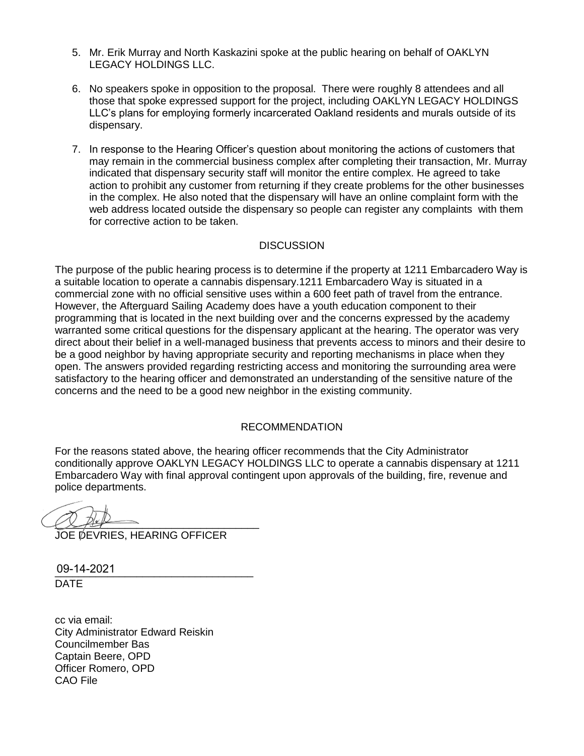5. Mr. Erik Murray and North Kaskazini spoke at the public hearing on behalf of OAKLYN LEGACY HOLDINGS LLC.

6. No speakers spoke in opposition to the proposal. There were roughly 8 attendees and all those that spoke expressed support for the project, including OAKLYN LEGACY HOLDINGS LLC's plans for employing formerly incarcerated Oakland residents and murals outside of its dispensary.

7. In response to the Hearing Officer's question about monitoring the actions of customers that may remain in the commercial business complex after completing their transaction, Mr. Murray indicated that dispensary security staff will monitor the entire complex. He agreed to take action to prohibit any customer from returning if they create problems for the other businesses in the complex. He also noted that the dispensary will have an online complaint form with the web address located outside the dispensary so people can register any complaints with them for corrective action to be taken.

## DISCUSSION

The purpose of the public hearing process is to determine if the property at 1211 Embarcadero Way is a suitable location to operate a cannabis dispensary.1211 Embarcadero Way is situated in a commercial zone with no official sensitive uses within a 600 feet path of travel from the entrance. However, the Afterguard Sailing Academy does have a youth education component to their programming that is located in the next building over and the concerns expressed by the academy warranted some critical questions for the dispensary applicant at the hearing. The operator was very direct about their belief in a well-managed business that prevents access to minors and their desire to be a good neighbor by having appropriate security and reporting mechanisms in place when they open. The answers provided regarding restricting access and monitoring the surrounding area were satisfactory to the hearing officer and demonstrated an understanding of the sensitive nature of the concerns and the need to be a good new neighbor in the existing community.

## RECOMMENDATION

For the reasons stated above, the hearing officer recommends that the City Administrator conditionally approve OAKLYN LEGACY HOLDINGS LLC to operate a cannabis dispensary at 1211 Embarcadero Way with final approval contingent upon approvals of the building, fire, revenue and police departments.

JOE DEVRIES, HEARING OFFICER

09-14-2021
DATE

cc via email:
City Administrator Edward Reiskin
Councilmember Bas
Captain Beere, OPD
Officer Romero, OPD
CAO File